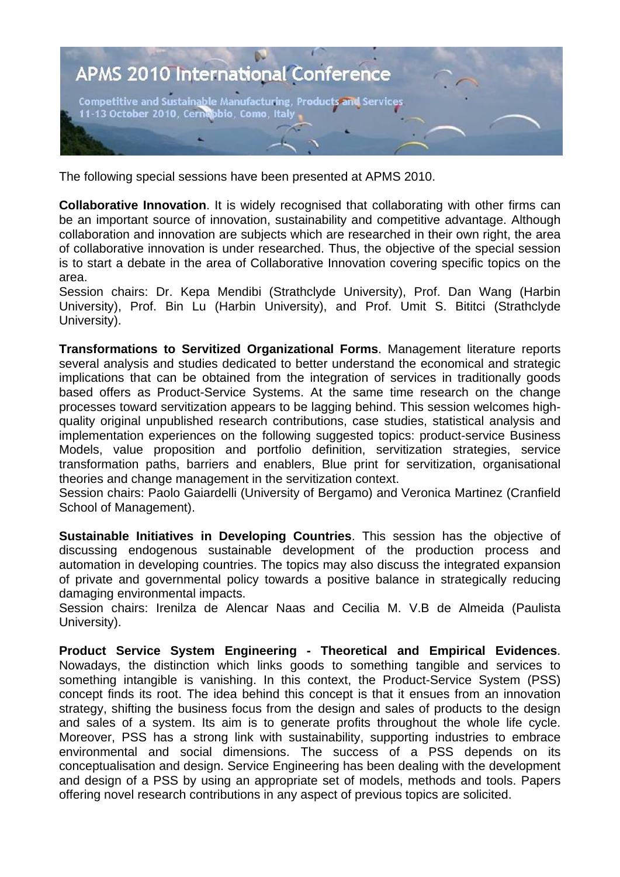# APMS 2010 International Conference

Competitive and Sustainable Manufacturing, Products and Services
11-13 October 2010, Cernobbio, Como, Italy

The following special sessions have been presented at APMS 2010.

**Collaborative Innovation**. It is widely recognised that collaborating with other firms can be an important source of innovation, sustainability and competitive advantage. Although collaboration and innovation are subjects which are researched in their own right, the area of collaborative innovation is under researched. Thus, the objective of the special session is to start a debate in the area of Collaborative Innovation covering specific topics on the area.
Session chairs: Dr. Kepa Mendibi (Strathclyde University), Prof. Dan Wang (Harbin University), Prof. Bin Lu (Harbin University), and Prof. Umit S. Bititci (Strathclyde University).

**Transformations to Servitized Organizational Forms**. Management literature reports several analysis and studies dedicated to better understand the economical and strategic implications that can be obtained from the integration of services in traditionally goods based offers as Product-Service Systems. At the same time research on the change processes toward servitization appears to be lagging behind. This session welcomes high-quality original unpublished research contributions, case studies, statistical analysis and implementation experiences on the following suggested topics: product-service Business Models, value proposition and portfolio definition, servitization strategies, service transformation paths, barriers and enablers, Blue print for servitization, organisational theories and change management in the servitization context.
Session chairs: Paolo Gaiardelli (University of Bergamo) and Veronica Martinez (Cranfield School of Management).

**Sustainable Initiatives in Developing Countries**. This session has the objective of discussing endogenous sustainable development of the production process and automation in developing countries. The topics may also discuss the integrated expansion of private and governmental policy towards a positive balance in strategically reducing damaging environmental impacts.
Session chairs: Irenilza de Alencar Naas and Cecilia M. V.B de Almeida (Paulista University).

**Product Service System Engineering - Theoretical and Empirical Evidences**. Nowadays, the distinction which links goods to something tangible and services to something intangible is vanishing. In this context, the Product-Service System (PSS) concept finds its root. The idea behind this concept is that it ensues from an innovation strategy, shifting the business focus from the design and sales of products to the design and sales of a system. Its aim is to generate profits throughout the whole life cycle. Moreover, PSS has a strong link with sustainability, supporting industries to embrace environmental and social dimensions. The success of a PSS depends on its conceptualisation and design. Service Engineering has been dealing with the development and design of a PSS by using an appropriate set of models, methods and tools. Papers offering novel research contributions in any aspect of previous topics are solicited.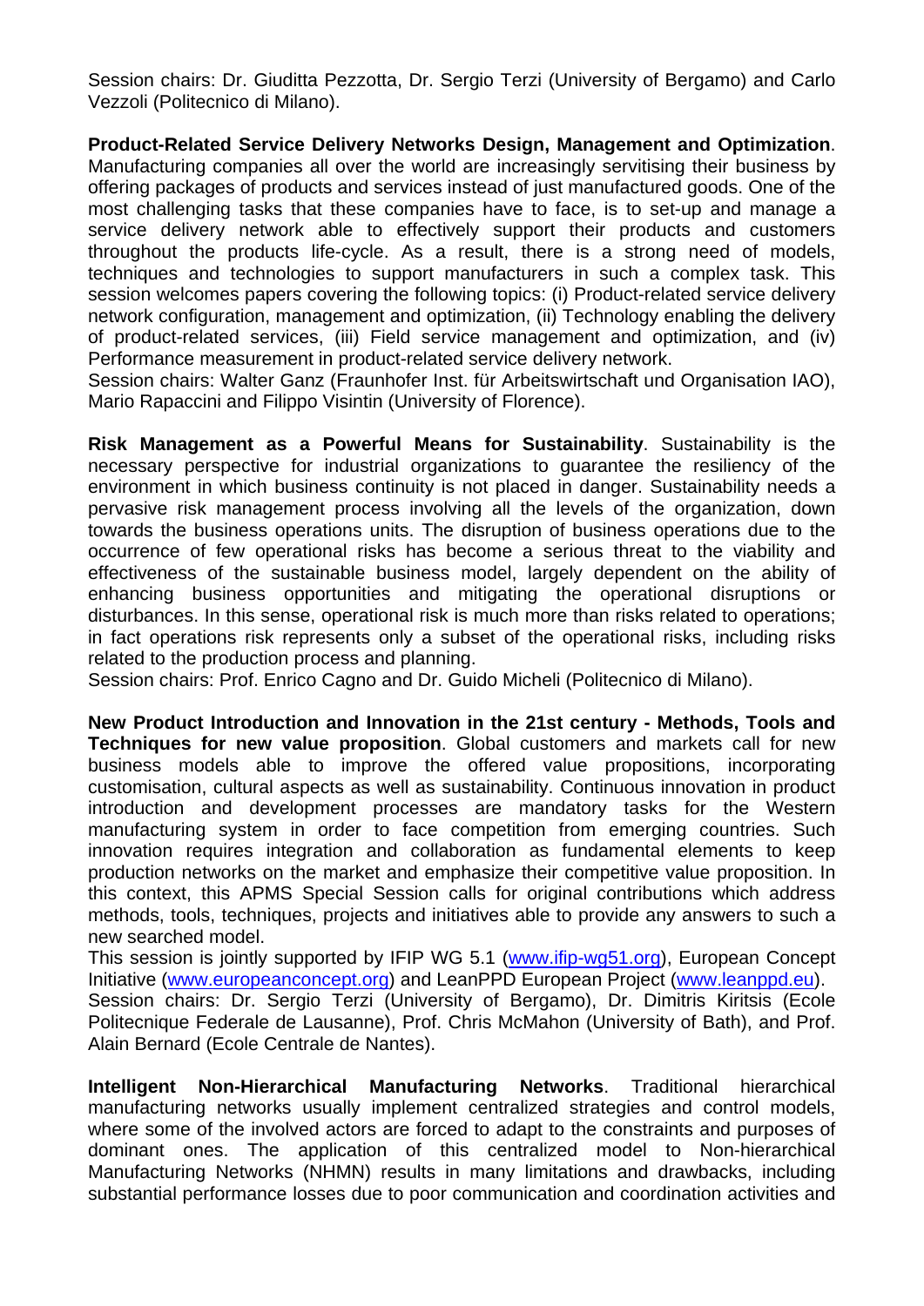Session chairs: Dr. Giuditta Pezzotta, Dr. Sergio Terzi (University of Bergamo) and Carlo Vezzoli (Politecnico di Milano).

**Product-Related Service Delivery Networks Design, Management and Optimization**. Manufacturing companies all over the world are increasingly servitising their business by offering packages of products and services instead of just manufactured goods. One of the most challenging tasks that these companies have to face, is to set-up and manage a service delivery network able to effectively support their products and customers throughout the products life-cycle. As a result, there is a strong need of models, techniques and technologies to support manufacturers in such a complex task. This session welcomes papers covering the following topics: (i) Product-related service delivery network configuration, management and optimization, (ii) Technology enabling the delivery of product-related services, (iii) Field service management and optimization, and (iv) Performance measurement in product-related service delivery network.
Session chairs: Walter Ganz (Fraunhofer Inst. für Arbeitswirtschaft und Organisation IAO), Mario Rapaccini and Filippo Visintin (University of Florence).

**Risk Management as a Powerful Means for Sustainability**. Sustainability is the necessary perspective for industrial organizations to guarantee the resiliency of the environment in which business continuity is not placed in danger. Sustainability needs a pervasive risk management process involving all the levels of the organization, down towards the business operations units. The disruption of business operations due to the occurrence of few operational risks has become a serious threat to the viability and effectiveness of the sustainable business model, largely dependent on the ability of enhancing business opportunities and mitigating the operational disruptions or disturbances. In this sense, operational risk is much more than risks related to operations; in fact operations risk represents only a subset of the operational risks, including risks related to the production process and planning.
Session chairs: Prof. Enrico Cagno and Dr. Guido Micheli (Politecnico di Milano).

**New Product Introduction and Innovation in the 21st century - Methods, Tools and Techniques for new value proposition**. Global customers and markets call for new business models able to improve the offered value propositions, incorporating customisation, cultural aspects as well as sustainability. Continuous innovation in product introduction and development processes are mandatory tasks for the Western manufacturing system in order to face competition from emerging countries. Such innovation requires integration and collaboration as fundamental elements to keep production networks on the market and emphasize their competitive value proposition. In this context, this APMS Special Session calls for original contributions which address methods, tools, techniques, projects and initiatives able to provide any answers to such a new searched model.
This session is jointly supported by IFIP WG 5.1 (www.ifip-wg51.org), European Concept Initiative (www.europeanconcept.org) and LeanPPD European Project (www.leanppd.eu).
Session chairs: Dr. Sergio Terzi (University of Bergamo), Dr. Dimitris Kiritsis (Ecole Politecnique Federale de Lausanne), Prof. Chris McMahon (University of Bath), and Prof. Alain Bernard (Ecole Centrale de Nantes).

**Intelligent Non-Hierarchical Manufacturing Networks**. Traditional hierarchical manufacturing networks usually implement centralized strategies and control models, where some of the involved actors are forced to adapt to the constraints and purposes of dominant ones. The application of this centralized model to Non-hierarchical Manufacturing Networks (NHMN) results in many limitations and drawbacks, including substantial performance losses due to poor communication and coordination activities and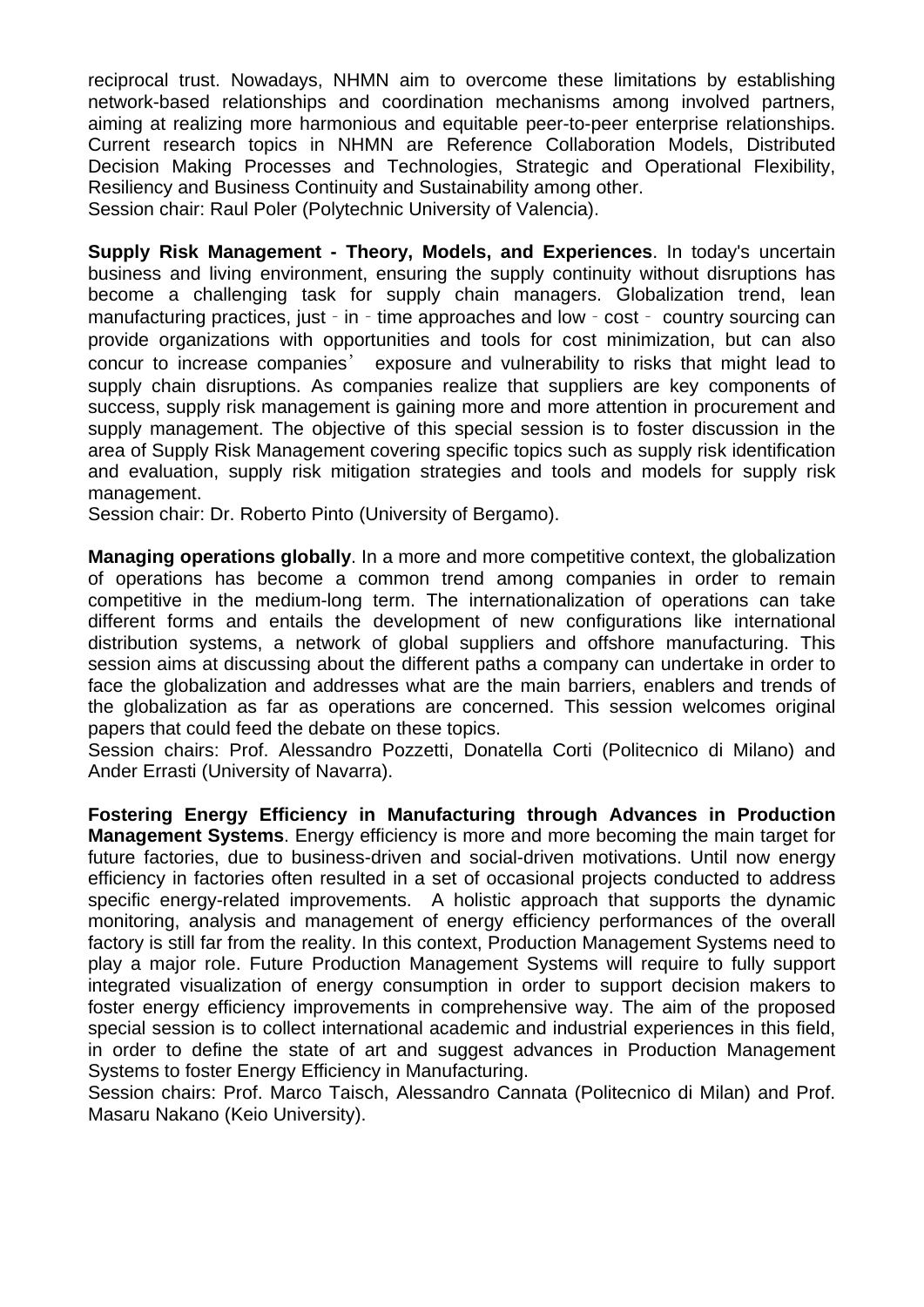reciprocal trust. Nowadays, NHMN aim to overcome these limitations by establishing network-based relationships and coordination mechanisms among involved partners, aiming at realizing more harmonious and equitable peer-to-peer enterprise relationships. Current research topics in NHMN are Reference Collaboration Models, Distributed Decision Making Processes and Technologies, Strategic and Operational Flexibility, Resiliency and Business Continuity and Sustainability among other.
Session chair: Raul Poler (Polytechnic University of Valencia).

**Supply Risk Management - Theory, Models, and Experiences**. In today's uncertain business and living environment, ensuring the supply continuity without disruptions has become a challenging task for supply chain managers. Globalization trend, lean manufacturing practices, just‐in‐time approaches and low‐cost‐ country sourcing can provide organizations with opportunities and tools for cost minimization, but can also concur to increase companies' exposure and vulnerability to risks that might lead to supply chain disruptions. As companies realize that suppliers are key components of success, supply risk management is gaining more and more attention in procurement and supply management. The objective of this special session is to foster discussion in the area of Supply Risk Management covering specific topics such as supply risk identification and evaluation, supply risk mitigation strategies and tools and models for supply risk management.
Session chair: Dr. Roberto Pinto (University of Bergamo).

**Managing operations globally**. In a more and more competitive context, the globalization of operations has become a common trend among companies in order to remain competitive in the medium-long term. The internationalization of operations can take different forms and entails the development of new configurations like international distribution systems, a network of global suppliers and offshore manufacturing. This session aims at discussing about the different paths a company can undertake in order to face the globalization and addresses what are the main barriers, enablers and trends of the globalization as far as operations are concerned. This session welcomes original papers that could feed the debate on these topics.
Session chairs: Prof. Alessandro Pozzetti, Donatella Corti (Politecnico di Milano) and Ander Errasti (University of Navarra).

**Fostering Energy Efficiency in Manufacturing through Advances in Production Management Systems**. Energy efficiency is more and more becoming the main target for future factories, due to business-driven and social-driven motivations. Until now energy efficiency in factories often resulted in a set of occasional projects conducted to address specific energy-related improvements. A holistic approach that supports the dynamic monitoring, analysis and management of energy efficiency performances of the overall factory is still far from the reality. In this context, Production Management Systems need to play a major role. Future Production Management Systems will require to fully support integrated visualization of energy consumption in order to support decision makers to foster energy efficiency improvements in comprehensive way. The aim of the proposed special session is to collect international academic and industrial experiences in this field, in order to define the state of art and suggest advances in Production Management Systems to foster Energy Efficiency in Manufacturing.
Session chairs: Prof. Marco Taisch, Alessandro Cannata (Politecnico di Milan) and Prof. Masaru Nakano (Keio University).